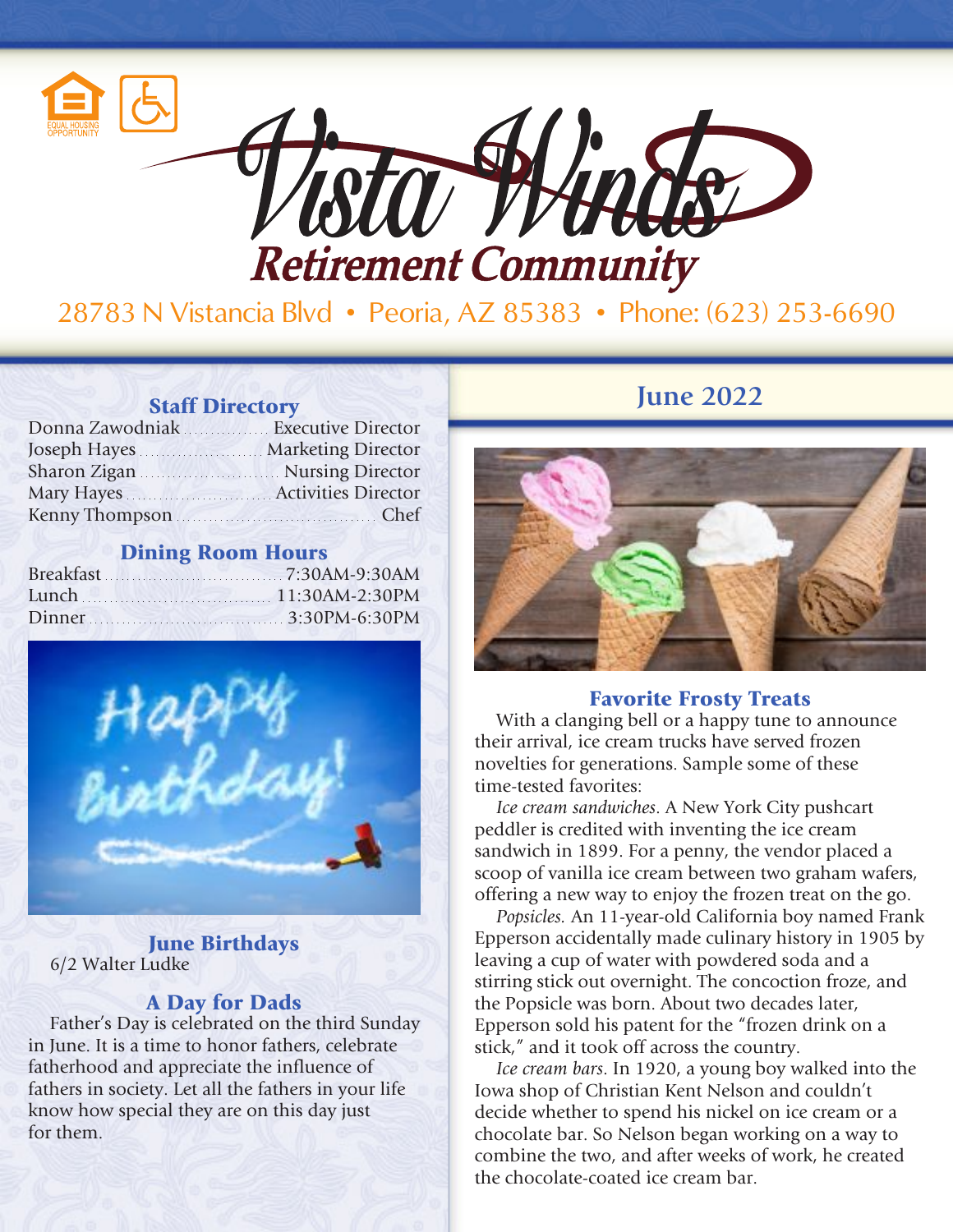# Vista Winds Retirement Community

28783 N Vistancia Blvd • Peoria, AZ 85383 • Phone: (623) 253-6690

## June 2022

### Staff Directory

| Name | Position |
|---|---|
| Donna Zawodniak | Executive Director |
| Joseph Hayes | Marketing Director |
| Sharon Zigan | Nursing Director |
| Mary Hayes | Activities Director |
| Kenny Thompson | Chef |

### Dining Room Hours

| Meal | Hours |
|---|---|
| Breakfast | 7:30AM-9:30AM |
| Lunch | 11:30AM-2:30PM |
| Dinner | 3:30PM-6:30PM |

### June Birthdays

6/2 Walter Ludke

### A Day for Dads

Father's Day is celebrated on the third Sunday in June. It is a time to honor fathers, celebrate fatherhood and appreciate the influence of fathers in society. Let all the fathers in your life know how special they are on this day just for them.

### Favorite Frosty Treats

With a clanging bell or a happy tune to announce their arrival, ice cream trucks have served frozen novelties for generations. Sample some of these time-tested favorites:

*Ice cream sandwiches*. A New York City pushcart peddler is credited with inventing the ice cream sandwich in 1899. For a penny, the vendor placed a scoop of vanilla ice cream between two graham wafers, offering a new way to enjoy the frozen treat on the go.

*Popsicles.* An 11-year-old California boy named Frank Epperson accidentally made culinary history in 1905 by leaving a cup of water with powdered soda and a stirring stick out overnight. The concoction froze, and the Popsicle was born. About two decades later, Epperson sold his patent for the "frozen drink on a stick," and it took off across the country.

*Ice cream bars*. In 1920, a young boy walked into the Iowa shop of Christian Kent Nelson and couldn't decide whether to spend his nickel on ice cream or a chocolate bar. So Nelson began working on a way to combine the two, and after weeks of work, he created the chocolate-coated ice cream bar.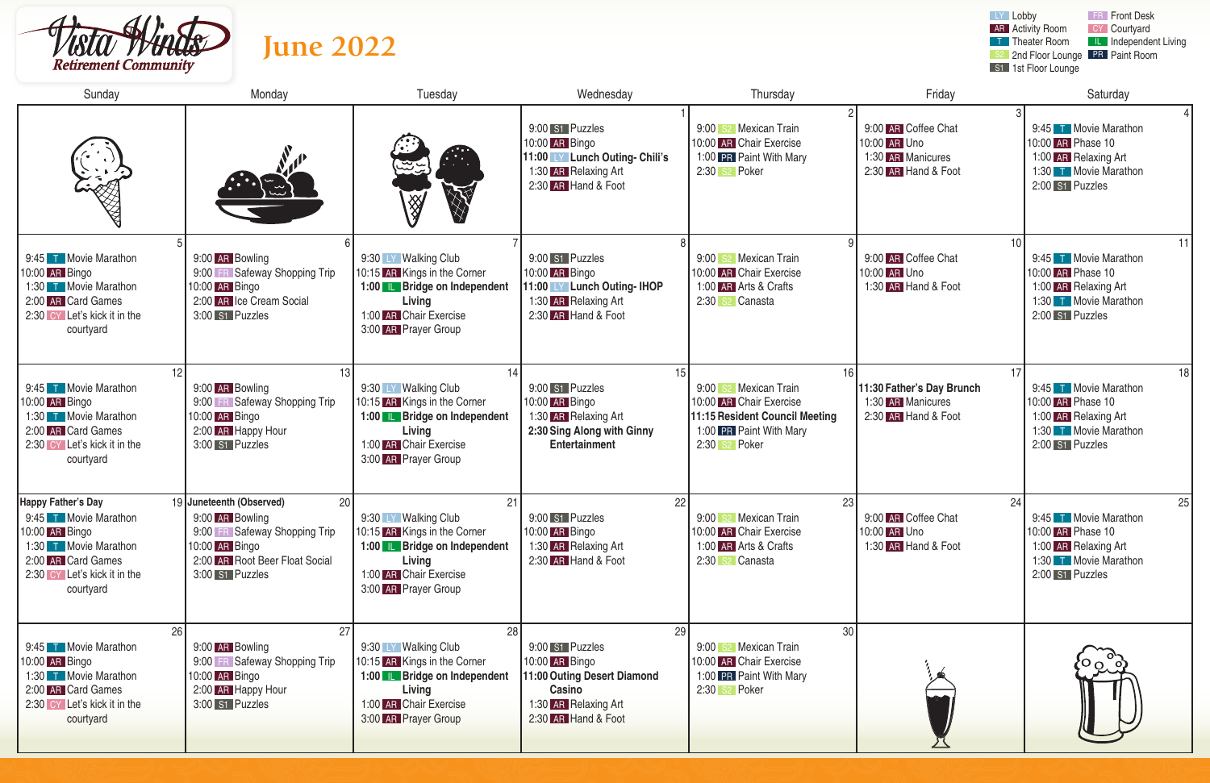# Vista Winds Retirement Community

## June 2022

| Code | Location |
|---|---|
| LY | Lobby |
| FR | Front Desk |
| AR | Activity Room |
| CY | Courtyard |
| T | Theater Room |
| IL | Independent Living |
| S2 | 2nd Floor Lounge |
| PR | Paint Room |
| S1 | 1st Floor Lounge |

| Sunday | Monday | Tuesday | Wednesday | Thursday | Friday | Saturday |
|---|---|---|---|---|---|---|
| | | | **1**<br>9:00 S1 Puzzles<br>10:00 AR Bingo<br>**11:00 LY Lunch Outing- Chili's**<br>1:30 AR Relaxing Art<br>2:30 AR Hand & Foot | **2**<br>9:00 S2 Mexican Train<br>10:00 AR Chair Exercise<br>1:00 PR Paint With Mary<br>2:30 S2 Poker | **3**<br>9:00 AR Coffee Chat<br>10:00 AR Uno<br>1:30 AR Manicures<br>2:30 AR Hand & Foot | **4**<br>9:45 T Movie Marathon<br>10:00 AR Phase 10<br>1:00 AR Relaxing Art<br>1:30 T Movie Marathon<br>2:00 S1 Puzzles |
| **5**<br>9:45 T Movie Marathon<br>10:00 AR Bingo<br>1:30 T Movie Marathon<br>2:00 AR Card Games<br>2:30 CY Let's kick it in the courtyard | **6**<br>9:00 AR Bowling<br>9:00 FR Safeway Shopping Trip<br>10:00 AR Bingo<br>2:00 AR Ice Cream Social<br>3:00 S1 Puzzles | **7**<br>9:30 LY Walking Club<br>10:15 AR Kings in the Corner<br>**1:00 IL Bridge on Independent Living**<br>1:00 AR Chair Exercise<br>3:00 AR Prayer Group | **8**<br>9:00 S1 Puzzles<br>10:00 AR Bingo<br>**11:00 LY Lunch Outing- IHOP**<br>1:30 AR Relaxing Art<br>2:30 AR Hand & Foot | **9**<br>9:00 S2 Mexican Train<br>10:00 AR Chair Exercise<br>1:00 AR Arts & Crafts<br>2:30 S2 Canasta | **10**<br>9:00 AR Coffee Chat<br>10:00 AR Uno<br>1:30 AR Hand & Foot | **11**<br>9:45 T Movie Marathon<br>10:00 AR Phase 10<br>1:00 AR Relaxing Art<br>1:30 T Movie Marathon<br>2:00 S1 Puzzles |
| **12**<br>9:45 T Movie Marathon<br>10:00 AR Bingo<br>1:30 T Movie Marathon<br>2:00 AR Card Games<br>2:30 CY Let's kick it in the courtyard | **13**<br>9:00 AR Bowling<br>9:00 FR Safeway Shopping Trip<br>10:00 AR Bingo<br>2:00 AR Happy Hour<br>3:00 S1 Puzzles | **14**<br>9:30 LY Walking Club<br>10:15 AR Kings in the Corner<br>**1:00 IL Bridge on Independent Living**<br>1:00 AR Chair Exercise<br>3:00 AR Prayer Group | **15**<br>9:00 S1 Puzzles<br>10:00 AR Bingo<br>1:30 AR Relaxing Art<br>**2:30 Sing Along with Ginny Entertainment** | **16**<br>9:00 S2 Mexican Train<br>10:00 AR Chair Exercise<br>**11:15 Resident Council Meeting**<br>1:00 PR Paint With Mary<br>2:30 S2 Poker | **17**<br>**11:30 Father's Day Brunch**<br>1:30 AR Manicures<br>2:30 AR Hand & Foot | **18**<br>9:45 T Movie Marathon<br>10:00 AR Phase 10<br>1:00 AR Relaxing Art<br>1:30 T Movie Marathon<br>2:00 S1 Puzzles |
| **19**<br>**Happy Father's Day**<br>9:45 T Movie Marathon<br>10:00 AR Bingo<br>1:30 T Movie Marathon<br>2:00 AR Card Games<br>2:30 CY Let's kick it in the courtyard | **20**<br>**Juneteenth (Observed)**<br>9:00 AR Bowling<br>9:00 FR Safeway Shopping Trip<br>10:00 AR Bingo<br>2:00 AR Root Beer Float Social<br>3:00 S1 Puzzles | **21**<br>9:30 LY Walking Club<br>10:15 AR Kings in the Corner<br>**1:00 IL Bridge on Independent Living**<br>1:00 AR Chair Exercise<br>3:00 AR Prayer Group | **22**<br>9:00 S1 Puzzles<br>10:00 AR Bingo<br>1:30 AR Relaxing Art<br>2:30 AR Hand & Foot | **23**<br>9:00 S2 Mexican Train<br>10:00 AR Chair Exercise<br>1:00 AR Arts & Crafts<br>2:30 S2 Canasta | **24**<br>9:00 AR Coffee Chat<br>10:00 AR Uno<br>1:30 AR Hand & Foot | **25**<br>9:45 T Movie Marathon<br>10:00 AR Phase 10<br>1:00 AR Relaxing Art<br>1:30 T Movie Marathon<br>2:00 S1 Puzzles |
| **26**<br>9:45 T Movie Marathon<br>10:00 AR Bingo<br>1:30 T Movie Marathon<br>2:00 AR Card Games<br>2:30 CY Let's kick it in the courtyard | **27**<br>9:00 AR Bowling<br>9:00 FR Safeway Shopping Trip<br>10:00 AR Bingo<br>2:00 AR Happy Hour<br>3:00 S1 Puzzles | **28**<br>9:30 LY Walking Club<br>10:15 AR Kings in the Corner<br>**1:00 IL Bridge on Independent Living**<br>1:00 AR Chair Exercise<br>3:00 AR Prayer Group | **29**<br>9:00 S1 Puzzles<br>10:00 AR Bingo<br>**11:00 Outing Desert Diamond Casino**<br>1:30 AR Relaxing Art<br>2:30 AR Hand & Foot | **30**<br>9:00 S2 Mexican Train<br>10:00 AR Chair Exercise<br>1:00 PR Paint With Mary<br>2:30 S2 Poker | | |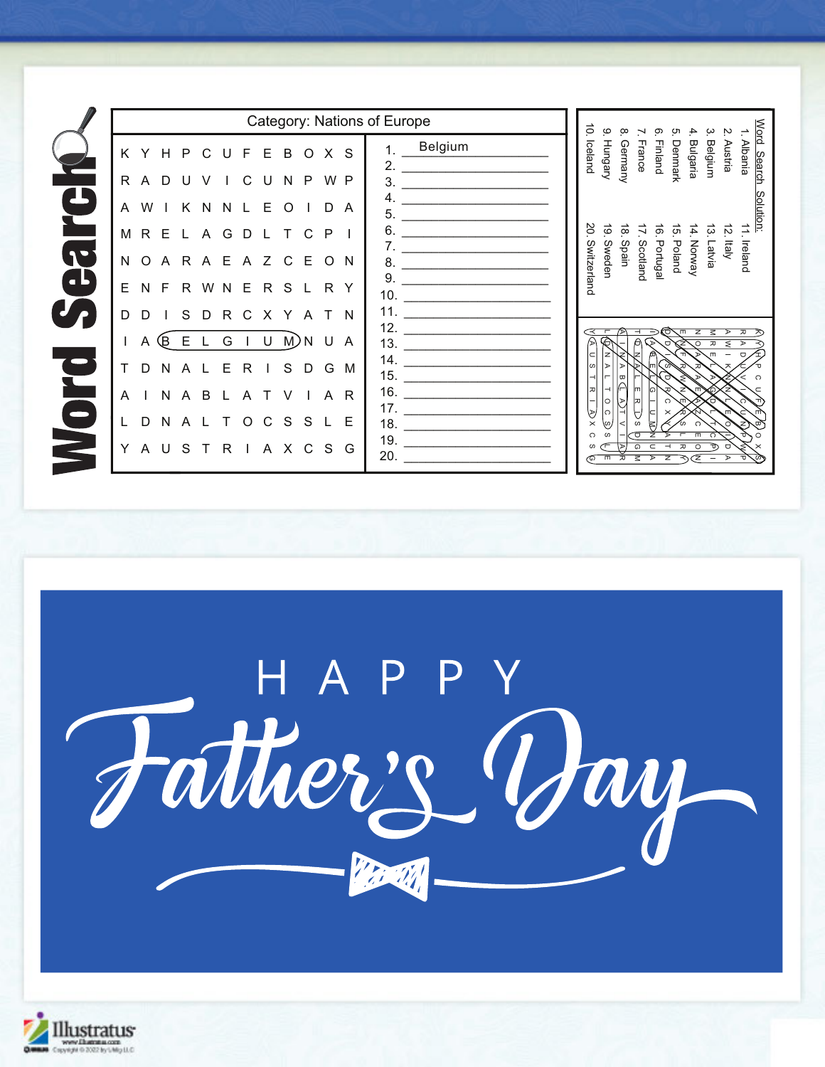# Word Search

**Category: Nations of Europe**

| | | | | | | | | | | | |
|---|---|---|---|---|---|---|---|---|---|---|---|
| K | Y | H | P | C | U | F | E | B | O | X | S |
| R | A | D | U | V | I | C | U | N | P | W | P |
| A | W | I | K | N | N | L | E | O | I | D | A |
| M | R | E | L | A | G | D | L | T | C | P | I |
| N | O | A | R | A | E | A | Z | C | E | O | N |
| E | N | F | R | W | N | E | R | S | L | R | Y |
| D | D | I | S | D | R | C | X | Y | A | T | N |
| I | A | B | E | L | G | I | U | M | N | U | A |
| T | D | N | A | L | E | R | I | S | D | G | M |
| A | I | N | A | B | L | A | T | V | I | A | R |
| L | D | N | A | L | T | O | C | S | S | L | E |
| Y | A | U | S | T | R | I | A | X | C | S | G |

1. Belgium
2. ____________
3. ____________
4. ____________
5. ____________
6. ____________
7. ____________
8. ____________
9. ____________
10. ____________
11. ____________
12. ____________
13. ____________
14. ____________
15. ____________
16. ____________
17. ____________
18. ____________
19. ____________
20. ____________

**Word Search Solution:**

1. Albania
2. Austria
3. Belgium
4. Bulgaria
5. Denmark
6. Finland
7. France
8. Germany
9. Hungary
10. Iceland
11. Ireland
12. Italy
13. Latvia
14. Norway
15. Poland
16. Portugal
17. Scotland
18. Spain
19. Sweden
20. Switzerland

HAPPY Father's Day

Illustratus
www.illustratus.com
Copyright © 2022 by UMig LLC